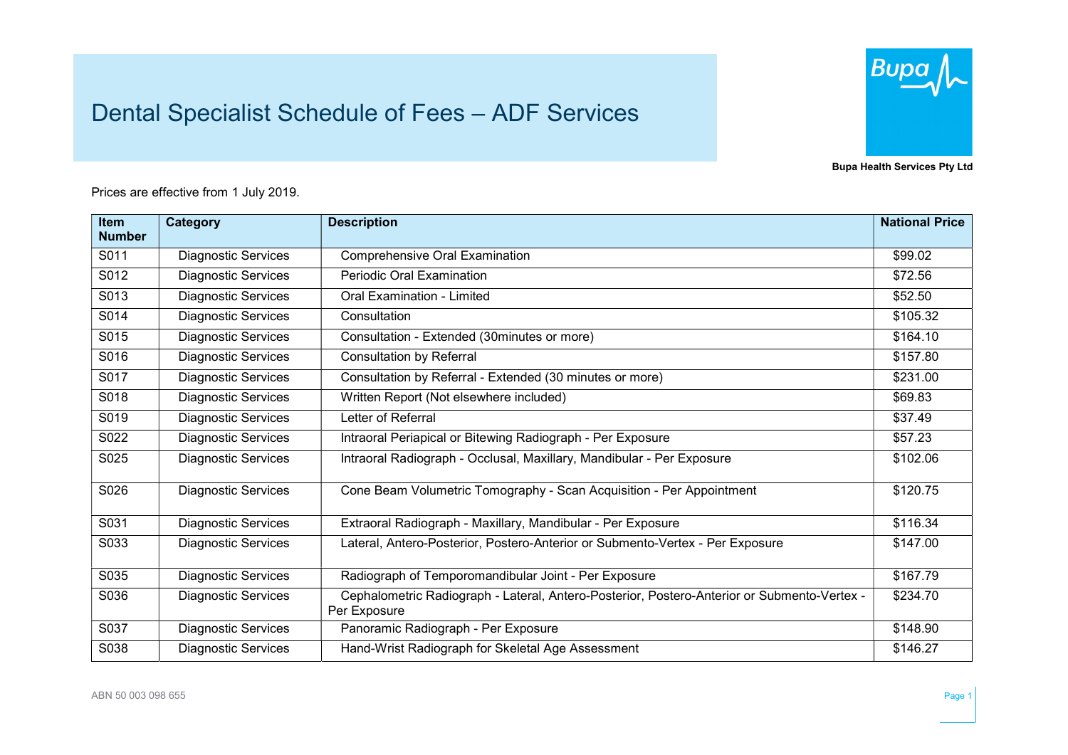# Dental Specialist Schedule of Fees – ADF Services

**Bupa Health Services Pty Ltd**

Prices are effective from 1 July 2019.

| Item Number | Category | Description | National Price |
|---|---|---|---|
| S011 | Diagnostic Services | Comprehensive Oral Examination | $99.02 |
| S012 | Diagnostic Services | Periodic Oral Examination | $72.56 |
| S013 | Diagnostic Services | Oral Examination - Limited | $52.50 |
| S014 | Diagnostic Services | Consultation | $105.32 |
| S015 | Diagnostic Services | Consultation - Extended (30minutes or more) | $164.10 |
| S016 | Diagnostic Services | Consultation by Referral | $157.80 |
| S017 | Diagnostic Services | Consultation by Referral - Extended (30 minutes or more) | $231.00 |
| S018 | Diagnostic Services | Written Report (Not elsewhere included) | $69.83 |
| S019 | Diagnostic Services | Letter of Referral | $37.49 |
| S022 | Diagnostic Services | Intraoral Periapical or Bitewing Radiograph - Per Exposure | $57.23 |
| S025 | Diagnostic Services | Intraoral Radiograph - Occlusal, Maxillary, Mandibular - Per Exposure | $102.06 |
| S026 | Diagnostic Services | Cone Beam Volumetric Tomography - Scan Acquisition - Per Appointment | $120.75 |
| S031 | Diagnostic Services | Extraoral Radiograph - Maxillary, Mandibular - Per Exposure | $116.34 |
| S033 | Diagnostic Services | Lateral, Antero-Posterior, Postero-Anterior or Submento-Vertex - Per Exposure | $147.00 |
| S035 | Diagnostic Services | Radiograph of Temporomandibular Joint - Per Exposure | $167.79 |
| S036 | Diagnostic Services | Cephalometric Radiograph - Lateral, Antero-Posterior, Postero-Anterior or Submento-Vertex - Per Exposure | $234.70 |
| S037 | Diagnostic Services | Panoramic Radiograph - Per Exposure | $148.90 |
| S038 | Diagnostic Services | Hand-Wrist Radiograph for Skeletal Age Assessment | $146.27 |

ABN 50 003 098 655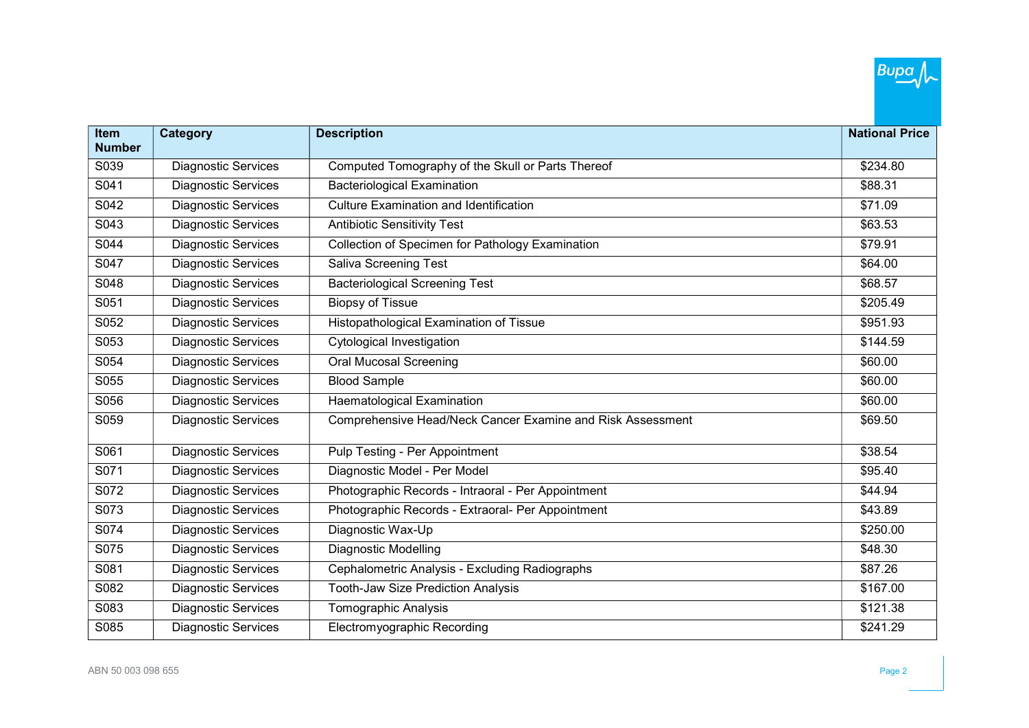| Item Number | Category | Description | National Price |
|---|---|---|---|
| S039 | Diagnostic Services | Computed Tomography of the Skull or Parts Thereof | $234.80 |
| S041 | Diagnostic Services | Bacteriological Examination | $88.31 |
| S042 | Diagnostic Services | Culture Examination and Identification | $71.09 |
| S043 | Diagnostic Services | Antibiotic Sensitivity Test | $63.53 |
| S044 | Diagnostic Services | Collection of Specimen for Pathology Examination | $79.91 |
| S047 | Diagnostic Services | Saliva Screening Test | $64.00 |
| S048 | Diagnostic Services | Bacteriological Screening Test | $68.57 |
| S051 | Diagnostic Services | Biopsy of Tissue | $205.49 |
| S052 | Diagnostic Services | Histopathological Examination of Tissue | $951.93 |
| S053 | Diagnostic Services | Cytological Investigation | $144.59 |
| S054 | Diagnostic Services | Oral Mucosal Screening | $60.00 |
| S055 | Diagnostic Services | Blood Sample | $60.00 |
| S056 | Diagnostic Services | Haematological Examination | $60.00 |
| S059 | Diagnostic Services | Comprehensive Head/Neck Cancer Examine and Risk Assessment | $69.50 |
| S061 | Diagnostic Services | Pulp Testing - Per Appointment | $38.54 |
| S071 | Diagnostic Services | Diagnostic Model - Per Model | $95.40 |
| S072 | Diagnostic Services | Photographic Records - Intraoral - Per Appointment | $44.94 |
| S073 | Diagnostic Services | Photographic Records - Extraoral- Per Appointment | $43.89 |
| S074 | Diagnostic Services | Diagnostic Wax-Up | $250.00 |
| S075 | Diagnostic Services | Diagnostic Modelling | $48.30 |
| S081 | Diagnostic Services | Cephalometric Analysis - Excluding Radiographs | $87.26 |
| S082 | Diagnostic Services | Tooth-Jaw Size Prediction Analysis | $167.00 |
| S083 | Diagnostic Services | Tomographic Analysis | $121.38 |
| S085 | Diagnostic Services | Electromyographic Recording | $241.29 |

ABN 50 003 098 655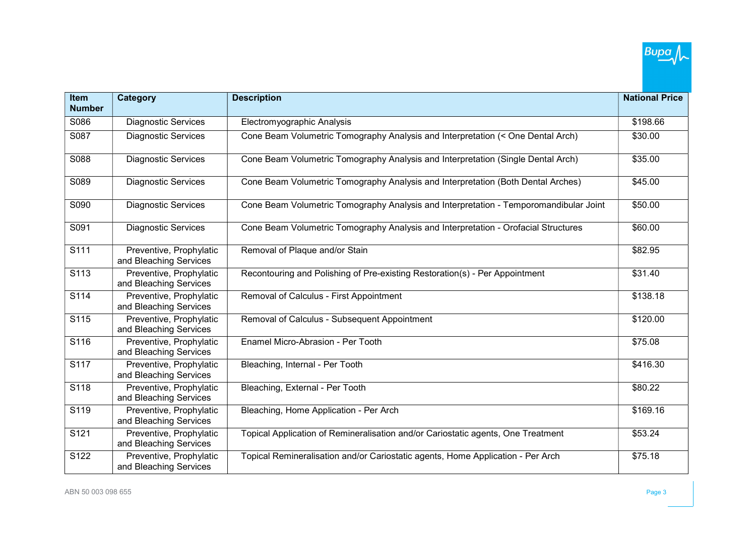| Item Number | Category | Description | National Price |
|---|---|---|---|
| S086 | Diagnostic Services | Electromyographic Analysis | $198.66 |
| S087 | Diagnostic Services | Cone Beam Volumetric Tomography Analysis and Interpretation (< One Dental Arch) | $30.00 |
| S088 | Diagnostic Services | Cone Beam Volumetric Tomography Analysis and Interpretation (Single Dental Arch) | $35.00 |
| S089 | Diagnostic Services | Cone Beam Volumetric Tomography Analysis and Interpretation (Both Dental Arches) | $45.00 |
| S090 | Diagnostic Services | Cone Beam Volumetric Tomography Analysis and Interpretation - Temporomandibular Joint | $50.00 |
| S091 | Diagnostic Services | Cone Beam Volumetric Tomography Analysis and Interpretation - Orofacial Structures | $60.00 |
| S111 | Preventive, Prophylatic and Bleaching Services | Removal of Plaque and/or Stain | $82.95 |
| S113 | Preventive, Prophylatic and Bleaching Services | Recontouring and Polishing of Pre-existing Restoration(s) - Per Appointment | $31.40 |
| S114 | Preventive, Prophylatic and Bleaching Services | Removal of Calculus - First Appointment | $138.18 |
| S115 | Preventive, Prophylatic and Bleaching Services | Removal of Calculus - Subsequent Appointment | $120.00 |
| S116 | Preventive, Prophylatic and Bleaching Services | Enamel Micro-Abrasion - Per Tooth | $75.08 |
| S117 | Preventive, Prophylatic and Bleaching Services | Bleaching, Internal - Per Tooth | $416.30 |
| S118 | Preventive, Prophylatic and Bleaching Services | Bleaching, External - Per Tooth | $80.22 |
| S119 | Preventive, Prophylatic and Bleaching Services | Bleaching, Home Application - Per Arch | $169.16 |
| S121 | Preventive, Prophylatic and Bleaching Services | Topical Application of Remineralisation and/or Cariostatic agents, One Treatment | $53.24 |
| S122 | Preventive, Prophylatic and Bleaching Services | Topical Remineralisation and/or Cariostatic agents, Home Application - Per Arch | $75.18 |

ABN 50 003 098 655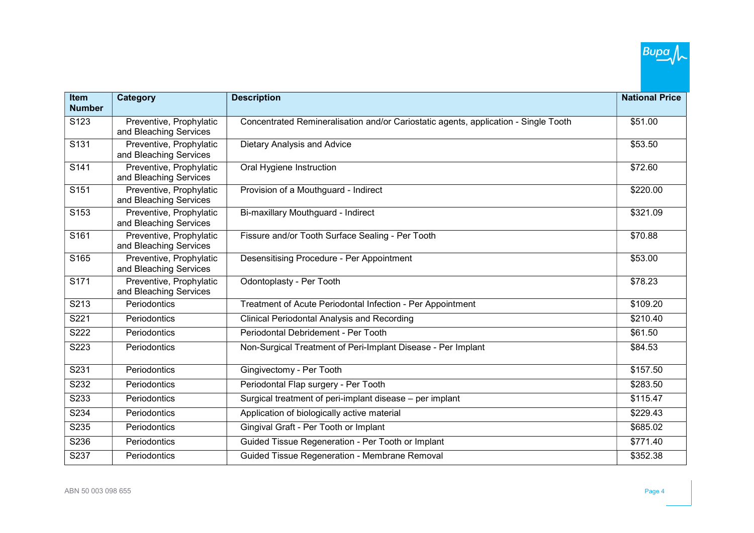| Item Number | Category | Description | National Price |
|---|---|---|---|
| S123 | Preventive, Prophylatic and Bleaching Services | Concentrated Remineralisation and/or Cariostatic agents, application - Single Tooth | $51.00 |
| S131 | Preventive, Prophylatic and Bleaching Services | Dietary Analysis and Advice | $53.50 |
| S141 | Preventive, Prophylatic and Bleaching Services | Oral Hygiene Instruction | $72.60 |
| S151 | Preventive, Prophylatic and Bleaching Services | Provision of a Mouthguard - Indirect | $220.00 |
| S153 | Preventive, Prophylatic and Bleaching Services | Bi-maxillary Mouthguard - Indirect | $321.09 |
| S161 | Preventive, Prophylatic and Bleaching Services | Fissure and/or Tooth Surface Sealing - Per Tooth | $70.88 |
| S165 | Preventive, Prophylatic and Bleaching Services | Desensitising Procedure - Per Appointment | $53.00 |
| S171 | Preventive, Prophylatic and Bleaching Services | Odontoplasty - Per Tooth | $78.23 |
| S213 | Periodontics | Treatment of Acute Periodontal Infection - Per Appointment | $109.20 |
| S221 | Periodontics | Clinical Periodontal Analysis and Recording | $210.40 |
| S222 | Periodontics | Periodontal Debridement - Per Tooth | $61.50 |
| S223 | Periodontics | Non-Surgical Treatment of Peri-Implant Disease - Per Implant | $84.53 |
| S231 | Periodontics | Gingivectomy - Per Tooth | $157.50 |
| S232 | Periodontics | Periodontal Flap surgery - Per Tooth | $283.50 |
| S233 | Periodontics | Surgical treatment of peri-implant disease – per implant | $115.47 |
| S234 | Periodontics | Application of biologically active material | $229.43 |
| S235 | Periodontics | Gingival Graft - Per Tooth or Implant | $685.02 |
| S236 | Periodontics | Guided Tissue Regeneration - Per Tooth or Implant | $771.40 |
| S237 | Periodontics | Guided Tissue Regeneration - Membrane Removal | $352.38 |

ABN 50 003 098 655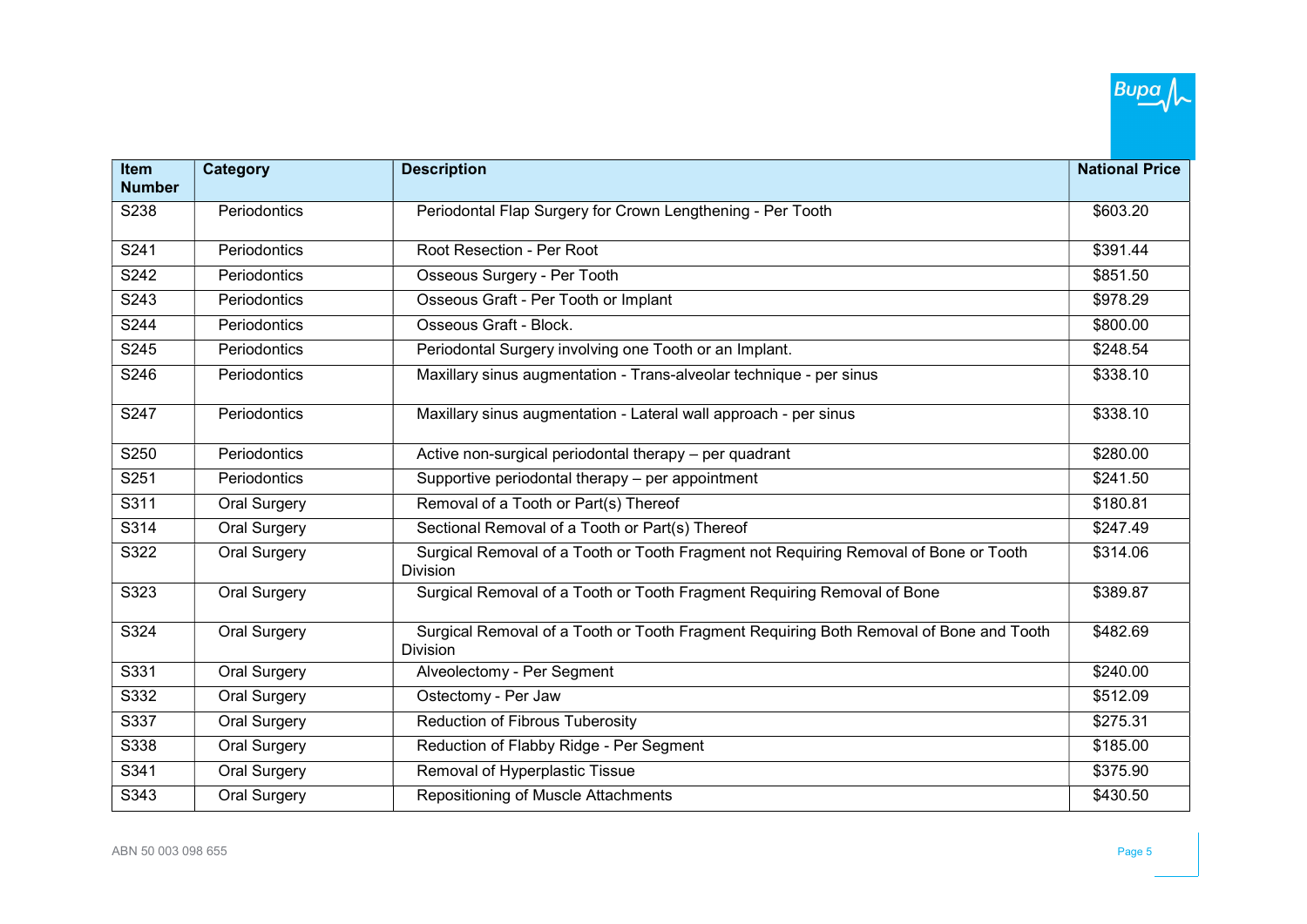| Item Number | Category | Description | National Price |
|---|---|---|---|
| S238 | Periodontics | Periodontal Flap Surgery for Crown Lengthening - Per Tooth | $603.20 |
| S241 | Periodontics | Root Resection - Per Root | $391.44 |
| S242 | Periodontics | Osseous Surgery - Per Tooth | $851.50 |
| S243 | Periodontics | Osseous Graft - Per Tooth or Implant | $978.29 |
| S244 | Periodontics | Osseous Graft - Block. | $800.00 |
| S245 | Periodontics | Periodontal Surgery involving one Tooth or an Implant. | $248.54 |
| S246 | Periodontics | Maxillary sinus augmentation - Trans-alveolar technique - per sinus | $338.10 |
| S247 | Periodontics | Maxillary sinus augmentation - Lateral wall approach - per sinus | $338.10 |
| S250 | Periodontics | Active non-surgical periodontal therapy – per quadrant | $280.00 |
| S251 | Periodontics | Supportive periodontal therapy – per appointment | $241.50 |
| S311 | Oral Surgery | Removal of a Tooth or Part(s) Thereof | $180.81 |
| S314 | Oral Surgery | Sectional Removal of a Tooth or Part(s) Thereof | $247.49 |
| S322 | Oral Surgery | Surgical Removal of a Tooth or Tooth Fragment not Requiring Removal of Bone or Tooth Division | $314.06 |
| S323 | Oral Surgery | Surgical Removal of a Tooth or Tooth Fragment Requiring Removal of Bone | $389.87 |
| S324 | Oral Surgery | Surgical Removal of a Tooth or Tooth Fragment Requiring Both Removal of Bone and Tooth Division | $482.69 |
| S331 | Oral Surgery | Alveolectomy - Per Segment | $240.00 |
| S332 | Oral Surgery | Ostectomy - Per Jaw | $512.09 |
| S337 | Oral Surgery | Reduction of Fibrous Tuberosity | $275.31 |
| S338 | Oral Surgery | Reduction of Flabby Ridge - Per Segment | $185.00 |
| S341 | Oral Surgery | Removal of Hyperplastic Tissue | $375.90 |
| S343 | Oral Surgery | Repositioning of Muscle Attachments | $430.50 |

ABN 50 003 098 655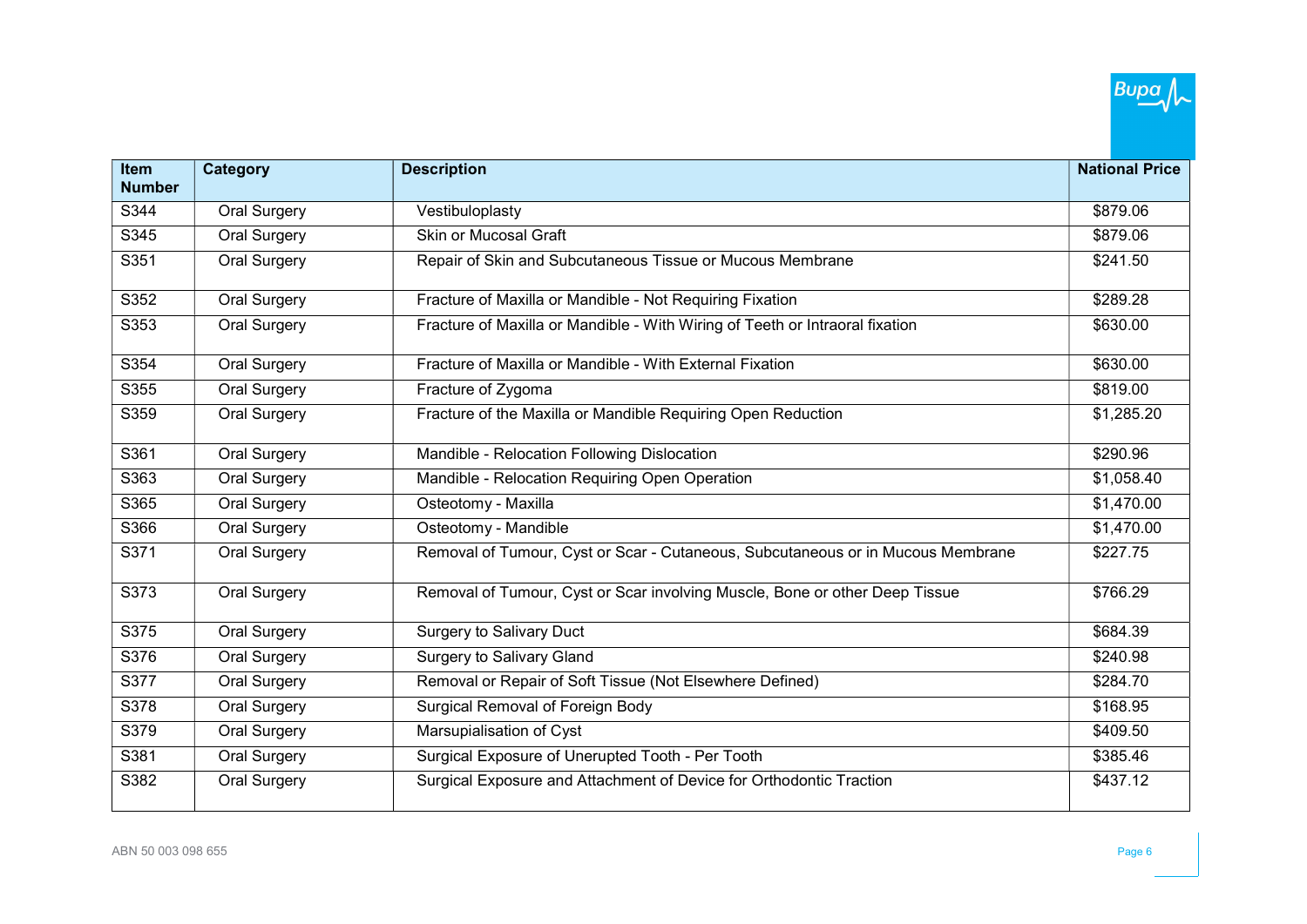| Item Number | Category | Description | National Price |
|---|---|---|---|
| S344 | Oral Surgery | Vestibuloplasty | $879.06 |
| S345 | Oral Surgery | Skin or Mucosal Graft | $879.06 |
| S351 | Oral Surgery | Repair of Skin and Subcutaneous Tissue or Mucous Membrane | $241.50 |
| S352 | Oral Surgery | Fracture of Maxilla or Mandible - Not Requiring Fixation | $289.28 |
| S353 | Oral Surgery | Fracture of Maxilla or Mandible - With Wiring of Teeth or Intraoral fixation | $630.00 |
| S354 | Oral Surgery | Fracture of Maxilla or Mandible - With External Fixation | $630.00 |
| S355 | Oral Surgery | Fracture of Zygoma | $819.00 |
| S359 | Oral Surgery | Fracture of the Maxilla or Mandible Requiring Open Reduction | $1,285.20 |
| S361 | Oral Surgery | Mandible - Relocation Following Dislocation | $290.96 |
| S363 | Oral Surgery | Mandible - Relocation Requiring Open Operation | $1,058.40 |
| S365 | Oral Surgery | Osteotomy - Maxilla | $1,470.00 |
| S366 | Oral Surgery | Osteotomy - Mandible | $1,470.00 |
| S371 | Oral Surgery | Removal of Tumour, Cyst or Scar - Cutaneous, Subcutaneous or in Mucous Membrane | $227.75 |
| S373 | Oral Surgery | Removal of Tumour, Cyst or Scar involving Muscle, Bone or other Deep Tissue | $766.29 |
| S375 | Oral Surgery | Surgery to Salivary Duct | $684.39 |
| S376 | Oral Surgery | Surgery to Salivary Gland | $240.98 |
| S377 | Oral Surgery | Removal or Repair of Soft Tissue (Not Elsewhere Defined) | $284.70 |
| S378 | Oral Surgery | Surgical Removal of Foreign Body | $168.95 |
| S379 | Oral Surgery | Marsupialisation of Cyst | $409.50 |
| S381 | Oral Surgery | Surgical Exposure of Unerupted Tooth - Per Tooth | $385.46 |
| S382 | Oral Surgery | Surgical Exposure and Attachment of Device for Orthodontic Traction | $437.12 |

ABN 50 003 098 655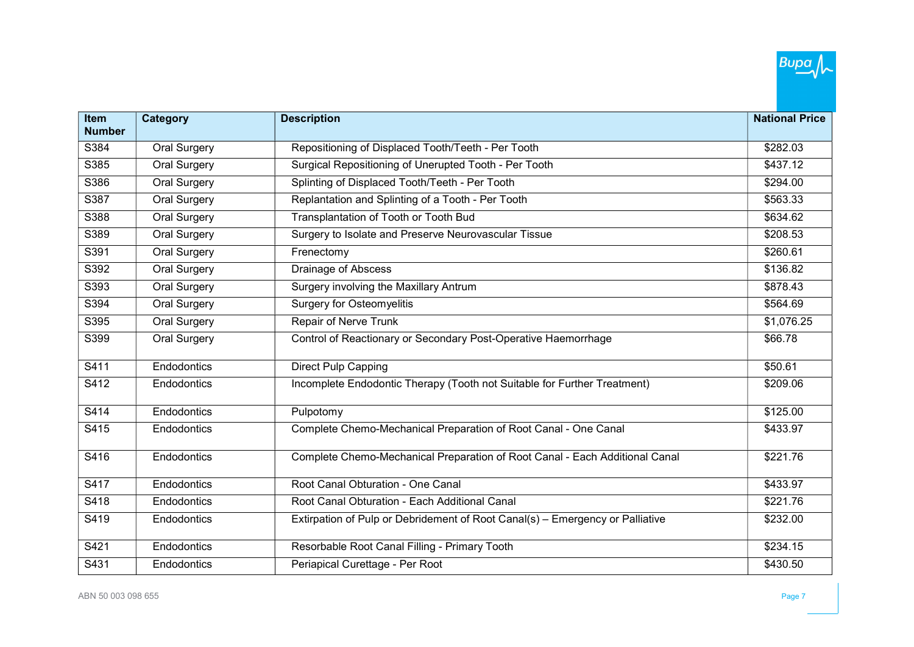| Item Number | Category | Description | National Price |
|---|---|---|---|
| S384 | Oral Surgery | Repositioning of Displaced Tooth/Teeth - Per Tooth | $282.03 |
| S385 | Oral Surgery | Surgical Repositioning of Unerupted Tooth - Per Tooth | $437.12 |
| S386 | Oral Surgery | Splinting of Displaced Tooth/Teeth - Per Tooth | $294.00 |
| S387 | Oral Surgery | Replantation and Splinting of a Tooth - Per Tooth | $563.33 |
| S388 | Oral Surgery | Transplantation of Tooth or Tooth Bud | $634.62 |
| S389 | Oral Surgery | Surgery to Isolate and Preserve Neurovascular Tissue | $208.53 |
| S391 | Oral Surgery | Frenectomy | $260.61 |
| S392 | Oral Surgery | Drainage of Abscess | $136.82 |
| S393 | Oral Surgery | Surgery involving the Maxillary Antrum | $878.43 |
| S394 | Oral Surgery | Surgery for Osteomyelitis | $564.69 |
| S395 | Oral Surgery | Repair of Nerve Trunk | $1,076.25 |
| S399 | Oral Surgery | Control of Reactionary or Secondary Post-Operative Haemorrhage | $66.78 |
| S411 | Endodontics | Direct Pulp Capping | $50.61 |
| S412 | Endodontics | Incomplete Endodontic Therapy (Tooth not Suitable for Further Treatment) | $209.06 |
| S414 | Endodontics | Pulpotomy | $125.00 |
| S415 | Endodontics | Complete Chemo-Mechanical Preparation of Root Canal - One Canal | $433.97 |
| S416 | Endodontics | Complete Chemo-Mechanical Preparation of Root Canal - Each Additional Canal | $221.76 |
| S417 | Endodontics | Root Canal Obturation - One Canal | $433.97 |
| S418 | Endodontics | Root Canal Obturation - Each Additional Canal | $221.76 |
| S419 | Endodontics | Extirpation of Pulp or Debridement of Root Canal(s) – Emergency or Palliative | $232.00 |
| S421 | Endodontics | Resorbable Root Canal Filling - Primary Tooth | $234.15 |
| S431 | Endodontics | Periapical Curettage - Per Root | $430.50 |

ABN 50 003 098 655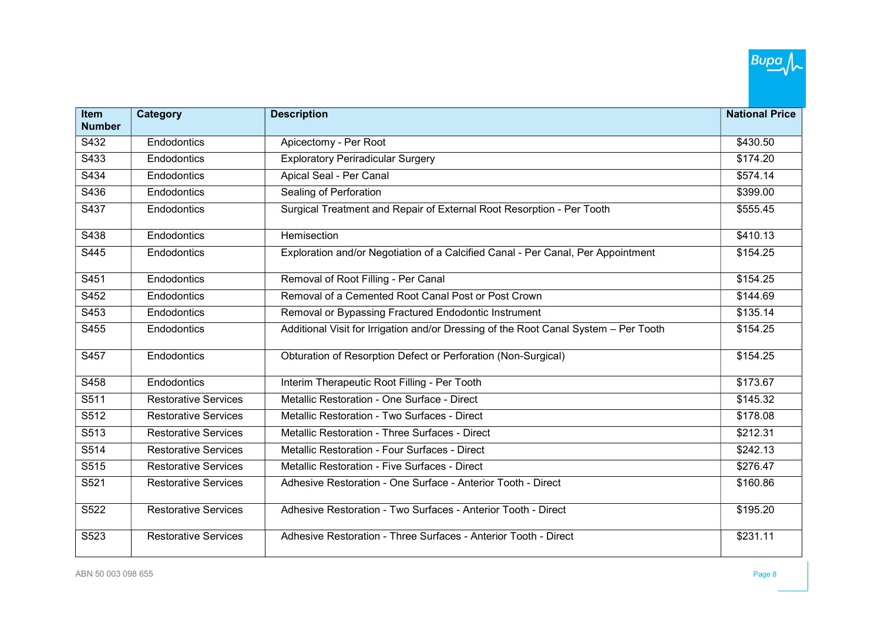| Item Number | Category | Description | National Price |
|---|---|---|---|
| S432 | Endodontics | Apicectomy - Per Root | $430.50 |
| S433 | Endodontics | Exploratory Periradicular Surgery | $174.20 |
| S434 | Endodontics | Apical Seal - Per Canal | $574.14 |
| S436 | Endodontics | Sealing of Perforation | $399.00 |
| S437 | Endodontics | Surgical Treatment and Repair of External Root Resorption - Per Tooth | $555.45 |
| S438 | Endodontics | Hemisection | $410.13 |
| S445 | Endodontics | Exploration and/or Negotiation of a Calcified Canal - Per Canal, Per Appointment | $154.25 |
| S451 | Endodontics | Removal of Root Filling - Per Canal | $154.25 |
| S452 | Endodontics | Removal of a Cemented Root Canal Post or Post Crown | $144.69 |
| S453 | Endodontics | Removal or Bypassing Fractured Endodontic Instrument | $135.14 |
| S455 | Endodontics | Additional Visit for Irrigation and/or Dressing of the Root Canal System – Per Tooth | $154.25 |
| S457 | Endodontics | Obturation of Resorption Defect or Perforation (Non-Surgical) | $154.25 |
| S458 | Endodontics | Interim Therapeutic Root Filling - Per Tooth | $173.67 |
| S511 | Restorative Services | Metallic Restoration - One Surface - Direct | $145.32 |
| S512 | Restorative Services | Metallic Restoration - Two Surfaces - Direct | $178.08 |
| S513 | Restorative Services | Metallic Restoration - Three Surfaces - Direct | $212.31 |
| S514 | Restorative Services | Metallic Restoration - Four Surfaces - Direct | $242.13 |
| S515 | Restorative Services | Metallic Restoration - Five Surfaces - Direct | $276.47 |
| S521 | Restorative Services | Adhesive Restoration - One Surface - Anterior Tooth - Direct | $160.86 |
| S522 | Restorative Services | Adhesive Restoration - Two Surfaces - Anterior Tooth - Direct | $195.20 |
| S523 | Restorative Services | Adhesive Restoration - Three Surfaces - Anterior Tooth - Direct | $231.11 |

ABN 50 003 098 655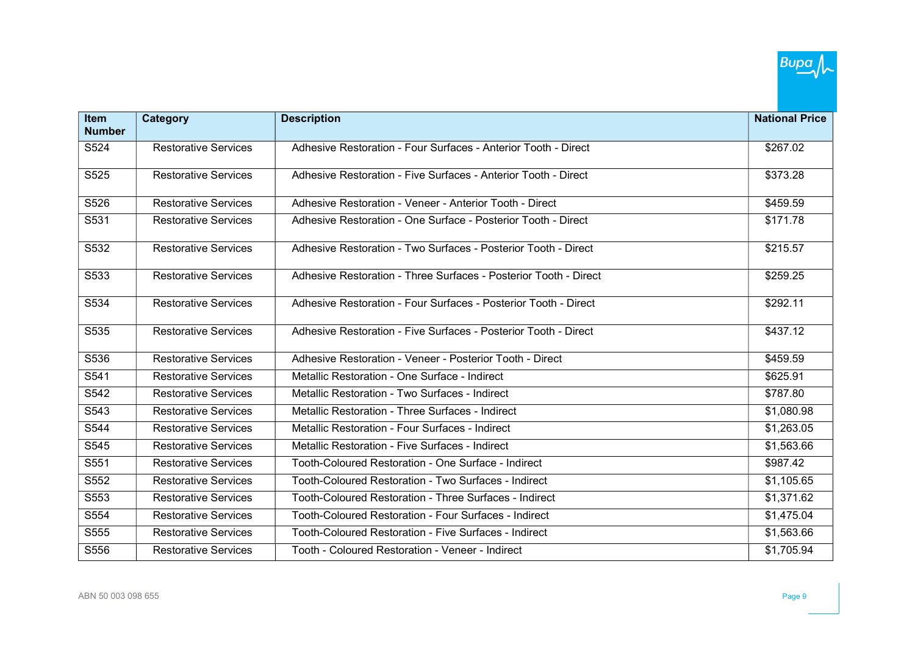| Item Number | Category | Description | National Price |
|---|---|---|---|
| S524 | Restorative Services | Adhesive Restoration - Four Surfaces - Anterior Tooth - Direct | $267.02 |
| S525 | Restorative Services | Adhesive Restoration - Five Surfaces - Anterior Tooth - Direct | $373.28 |
| S526 | Restorative Services | Adhesive Restoration - Veneer - Anterior Tooth - Direct | $459.59 |
| S531 | Restorative Services | Adhesive Restoration - One Surface - Posterior Tooth - Direct | $171.78 |
| S532 | Restorative Services | Adhesive Restoration - Two Surfaces - Posterior Tooth - Direct | $215.57 |
| S533 | Restorative Services | Adhesive Restoration - Three Surfaces - Posterior Tooth - Direct | $259.25 |
| S534 | Restorative Services | Adhesive Restoration - Four Surfaces - Posterior Tooth - Direct | $292.11 |
| S535 | Restorative Services | Adhesive Restoration - Five Surfaces - Posterior Tooth - Direct | $437.12 |
| S536 | Restorative Services | Adhesive Restoration - Veneer - Posterior Tooth - Direct | $459.59 |
| S541 | Restorative Services | Metallic Restoration - One Surface - Indirect | $625.91 |
| S542 | Restorative Services | Metallic Restoration - Two Surfaces - Indirect | $787.80 |
| S543 | Restorative Services | Metallic Restoration - Three Surfaces - Indirect | $1,080.98 |
| S544 | Restorative Services | Metallic Restoration - Four Surfaces - Indirect | $1,263.05 |
| S545 | Restorative Services | Metallic Restoration - Five Surfaces - Indirect | $1,563.66 |
| S551 | Restorative Services | Tooth-Coloured Restoration - One Surface - Indirect | $987.42 |
| S552 | Restorative Services | Tooth-Coloured Restoration - Two Surfaces - Indirect | $1,105.65 |
| S553 | Restorative Services | Tooth-Coloured Restoration - Three Surfaces - Indirect | $1,371.62 |
| S554 | Restorative Services | Tooth-Coloured Restoration - Four Surfaces - Indirect | $1,475.04 |
| S555 | Restorative Services | Tooth-Coloured Restoration - Five Surfaces - Indirect | $1,563.66 |
| S556 | Restorative Services | Tooth - Coloured Restoration - Veneer - Indirect | $1,705.94 |

ABN 50 003 098 655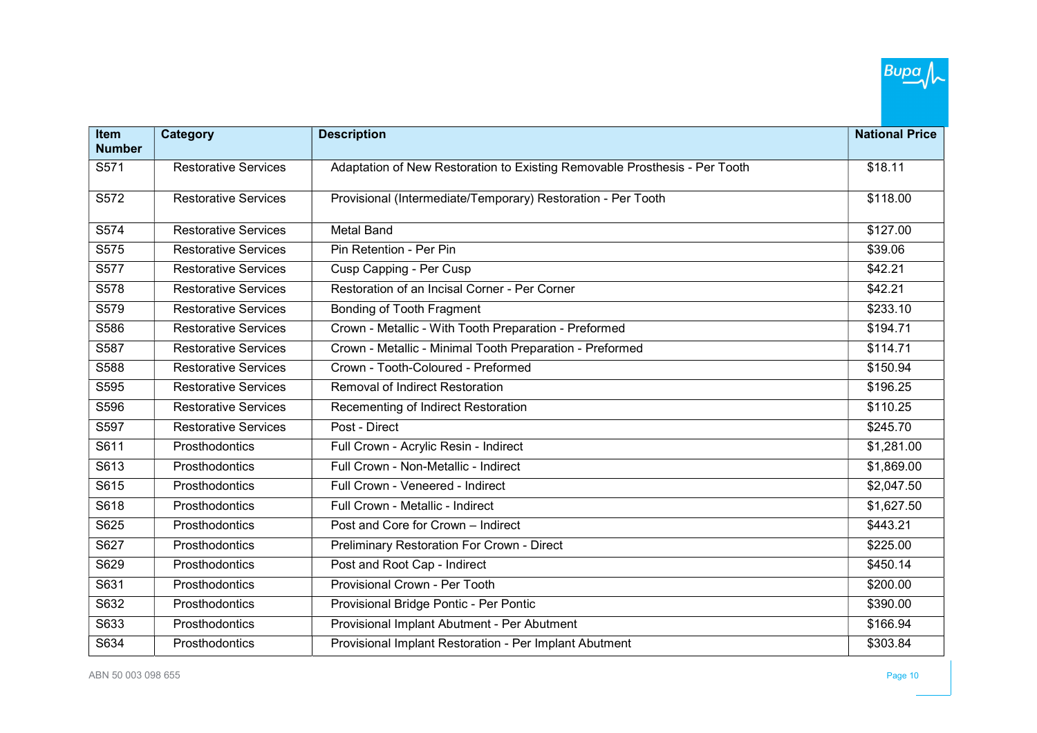| Item Number | Category | Description | National Price |
|---|---|---|---|
| S571 | Restorative Services | Adaptation of New Restoration to Existing Removable Prosthesis - Per Tooth | $18.11 |
| S572 | Restorative Services | Provisional (Intermediate/Temporary) Restoration - Per Tooth | $118.00 |
| S574 | Restorative Services | Metal Band | $127.00 |
| S575 | Restorative Services | Pin Retention - Per Pin | $39.06 |
| S577 | Restorative Services | Cusp Capping - Per Cusp | $42.21 |
| S578 | Restorative Services | Restoration of an Incisal Corner - Per Corner | $42.21 |
| S579 | Restorative Services | Bonding of Tooth Fragment | $233.10 |
| S586 | Restorative Services | Crown - Metallic - With Tooth Preparation - Preformed | $194.71 |
| S587 | Restorative Services | Crown - Metallic - Minimal Tooth Preparation - Preformed | $114.71 |
| S588 | Restorative Services | Crown - Tooth-Coloured - Preformed | $150.94 |
| S595 | Restorative Services | Removal of Indirect Restoration | $196.25 |
| S596 | Restorative Services | Recementing of Indirect Restoration | $110.25 |
| S597 | Restorative Services | Post - Direct | $245.70 |
| S611 | Prosthodontics | Full Crown - Acrylic Resin - Indirect | $1,281.00 |
| S613 | Prosthodontics | Full Crown - Non-Metallic - Indirect | $1,869.00 |
| S615 | Prosthodontics | Full Crown - Veneered - Indirect | $2,047.50 |
| S618 | Prosthodontics | Full Crown - Metallic - Indirect | $1,627.50 |
| S625 | Prosthodontics | Post and Core for Crown – Indirect | $443.21 |
| S627 | Prosthodontics | Preliminary Restoration For Crown - Direct | $225.00 |
| S629 | Prosthodontics | Post and Root Cap - Indirect | $450.14 |
| S631 | Prosthodontics | Provisional Crown - Per Tooth | $200.00 |
| S632 | Prosthodontics | Provisional Bridge Pontic - Per Pontic | $390.00 |
| S633 | Prosthodontics | Provisional Implant Abutment - Per Abutment | $166.94 |
| S634 | Prosthodontics | Provisional Implant Restoration - Per Implant Abutment | $303.84 |

ABN 50 003 098 655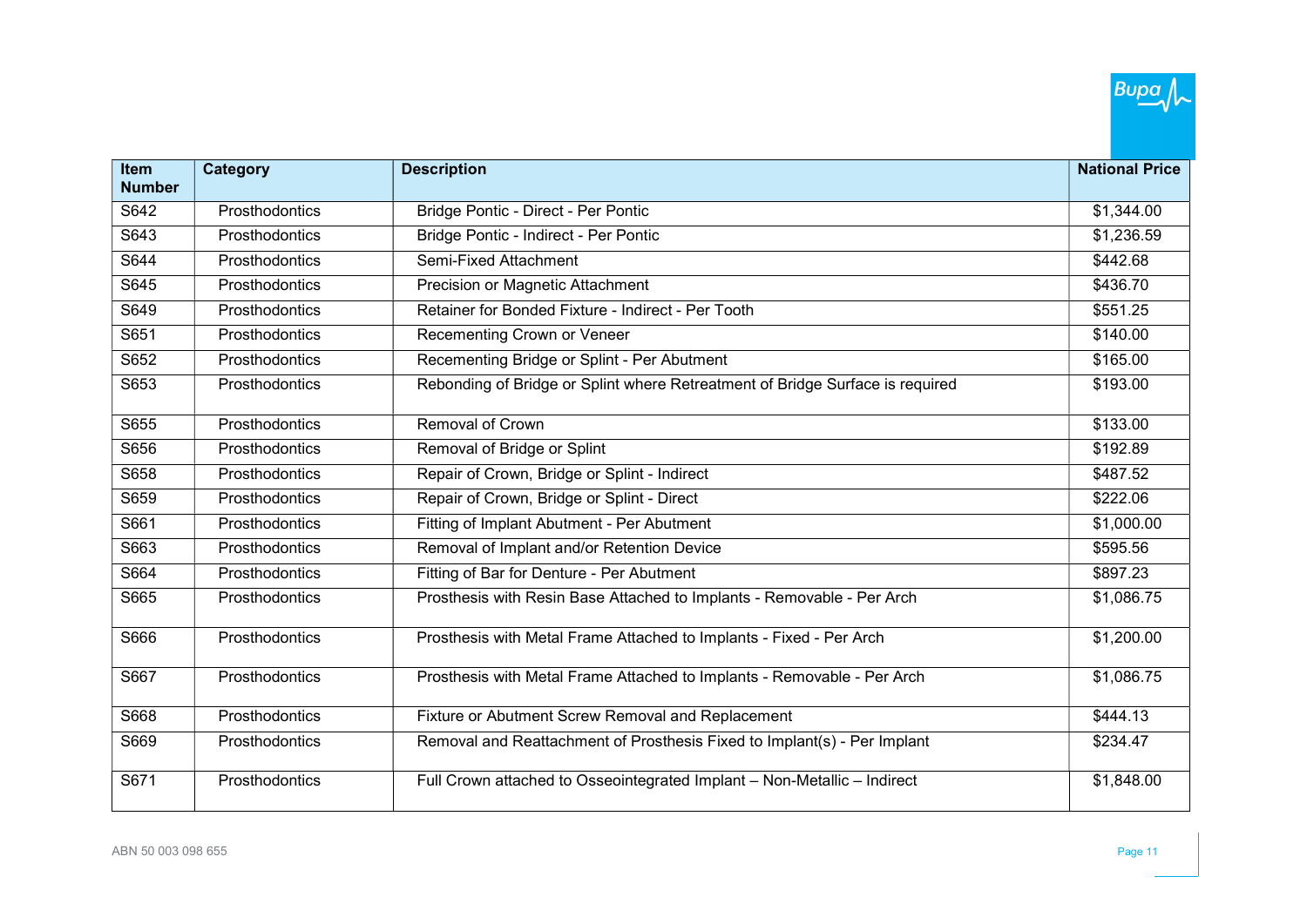| Item Number | Category | Description | National Price |
|---|---|---|---|
| S642 | Prosthodontics | Bridge Pontic - Direct - Per Pontic | $1,344.00 |
| S643 | Prosthodontics | Bridge Pontic - Indirect - Per Pontic | $1,236.59 |
| S644 | Prosthodontics | Semi-Fixed Attachment | $442.68 |
| S645 | Prosthodontics | Precision or Magnetic Attachment | $436.70 |
| S649 | Prosthodontics | Retainer for Bonded Fixture - Indirect - Per Tooth | $551.25 |
| S651 | Prosthodontics | Recementing Crown or Veneer | $140.00 |
| S652 | Prosthodontics | Recementing Bridge or Splint - Per Abutment | $165.00 |
| S653 | Prosthodontics | Rebonding of Bridge or Splint where Retreatment of Bridge Surface is required | $193.00 |
| S655 | Prosthodontics | Removal of Crown | $133.00 |
| S656 | Prosthodontics | Removal of Bridge or Splint | $192.89 |
| S658 | Prosthodontics | Repair of Crown, Bridge or Splint - Indirect | $487.52 |
| S659 | Prosthodontics | Repair of Crown, Bridge or Splint - Direct | $222.06 |
| S661 | Prosthodontics | Fitting of Implant Abutment - Per Abutment | $1,000.00 |
| S663 | Prosthodontics | Removal of Implant and/or Retention Device | $595.56 |
| S664 | Prosthodontics | Fitting of Bar for Denture - Per Abutment | $897.23 |
| S665 | Prosthodontics | Prosthesis with Resin Base Attached to Implants - Removable - Per Arch | $1,086.75 |
| S666 | Prosthodontics | Prosthesis with Metal Frame Attached to Implants - Fixed - Per Arch | $1,200.00 |
| S667 | Prosthodontics | Prosthesis with Metal Frame Attached to Implants - Removable - Per Arch | $1,086.75 |
| S668 | Prosthodontics | Fixture or Abutment Screw Removal and Replacement | $444.13 |
| S669 | Prosthodontics | Removal and Reattachment of Prosthesis Fixed to Implant(s) - Per Implant | $234.47 |
| S671 | Prosthodontics | Full Crown attached to Osseointegrated Implant – Non-Metallic – Indirect | $1,848.00 |

ABN 50 003 098 655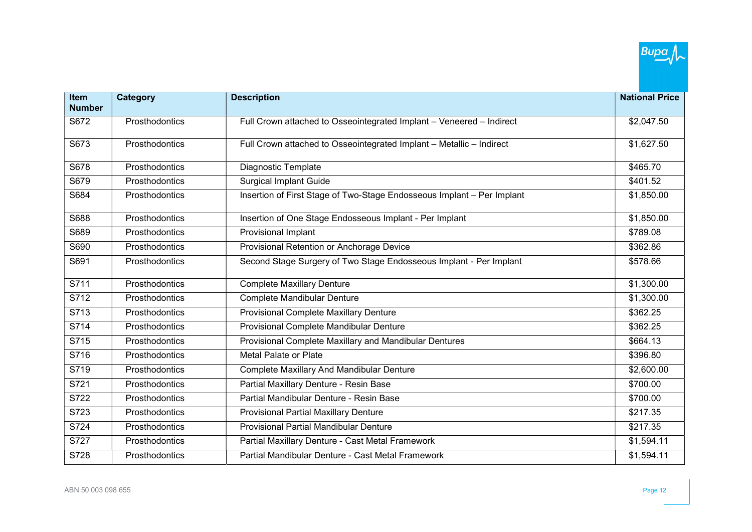| Item Number | Category | Description | National Price |
|---|---|---|---|
| S672 | Prosthodontics | Full Crown attached to Osseointegrated Implant – Veneered – Indirect | $2,047.50 |
| S673 | Prosthodontics | Full Crown attached to Osseointegrated Implant – Metallic – Indirect | $1,627.50 |
| S678 | Prosthodontics | Diagnostic Template | $465.70 |
| S679 | Prosthodontics | Surgical Implant Guide | $401.52 |
| S684 | Prosthodontics | Insertion of First Stage of Two-Stage Endosseous Implant – Per Implant | $1,850.00 |
| S688 | Prosthodontics | Insertion of One Stage Endosseous Implant - Per Implant | $1,850.00 |
| S689 | Prosthodontics | Provisional Implant | $789.08 |
| S690 | Prosthodontics | Provisional Retention or Anchorage Device | $362.86 |
| S691 | Prosthodontics | Second Stage Surgery of Two Stage Endosseous Implant - Per Implant | $578.66 |
| S711 | Prosthodontics | Complete Maxillary Denture | $1,300.00 |
| S712 | Prosthodontics | Complete Mandibular Denture | $1,300.00 |
| S713 | Prosthodontics | Provisional Complete Maxillary Denture | $362.25 |
| S714 | Prosthodontics | Provisional Complete Mandibular Denture | $362.25 |
| S715 | Prosthodontics | Provisional Complete Maxillary and Mandibular Dentures | $664.13 |
| S716 | Prosthodontics | Metal Palate or Plate | $396.80 |
| S719 | Prosthodontics | Complete Maxillary And Mandibular Denture | $2,600.00 |
| S721 | Prosthodontics | Partial Maxillary Denture - Resin Base | $700.00 |
| S722 | Prosthodontics | Partial Mandibular Denture - Resin Base | $700.00 |
| S723 | Prosthodontics | Provisional Partial Maxillary Denture | $217.35 |
| S724 | Prosthodontics | Provisional Partial Mandibular Denture | $217.35 |
| S727 | Prosthodontics | Partial Maxillary Denture - Cast Metal Framework | $1,594.11 |
| S728 | Prosthodontics | Partial Mandibular Denture - Cast Metal Framework | $1,594.11 |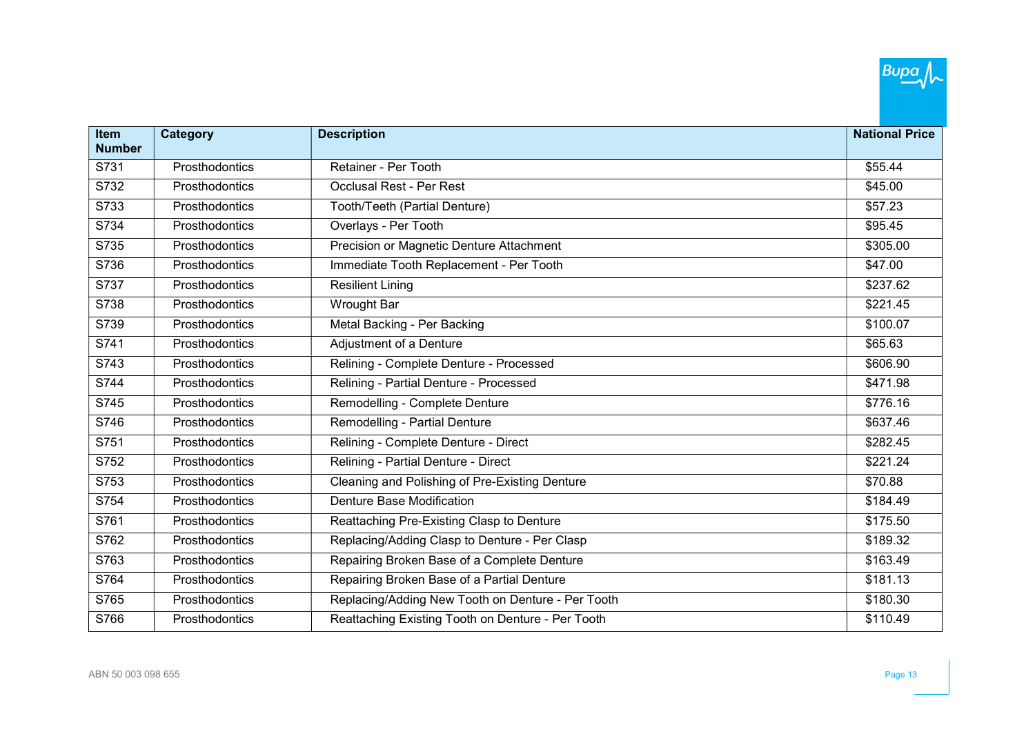| Item Number | Category | Description | National Price |
|---|---|---|---|
| S731 | Prosthodontics | Retainer - Per Tooth | $55.44 |
| S732 | Prosthodontics | Occlusal Rest - Per Rest | $45.00 |
| S733 | Prosthodontics | Tooth/Teeth (Partial Denture) | $57.23 |
| S734 | Prosthodontics | Overlays - Per Tooth | $95.45 |
| S735 | Prosthodontics | Precision or Magnetic Denture Attachment | $305.00 |
| S736 | Prosthodontics | Immediate Tooth Replacement - Per Tooth | $47.00 |
| S737 | Prosthodontics | Resilient Lining | $237.62 |
| S738 | Prosthodontics | Wrought Bar | $221.45 |
| S739 | Prosthodontics | Metal Backing - Per Backing | $100.07 |
| S741 | Prosthodontics | Adjustment of a Denture | $65.63 |
| S743 | Prosthodontics | Relining - Complete Denture - Processed | $606.90 |
| S744 | Prosthodontics | Relining - Partial Denture - Processed | $471.98 |
| S745 | Prosthodontics | Remodelling - Complete Denture | $776.16 |
| S746 | Prosthodontics | Remodelling - Partial Denture | $637.46 |
| S751 | Prosthodontics | Relining - Complete Denture - Direct | $282.45 |
| S752 | Prosthodontics | Relining - Partial Denture - Direct | $221.24 |
| S753 | Prosthodontics | Cleaning and Polishing of Pre-Existing Denture | $70.88 |
| S754 | Prosthodontics | Denture Base Modification | $184.49 |
| S761 | Prosthodontics | Reattaching Pre-Existing Clasp to Denture | $175.50 |
| S762 | Prosthodontics | Replacing/Adding Clasp to Denture - Per Clasp | $189.32 |
| S763 | Prosthodontics | Repairing Broken Base of a Complete Denture | $163.49 |
| S764 | Prosthodontics | Repairing Broken Base of a Partial Denture | $181.13 |
| S765 | Prosthodontics | Replacing/Adding New Tooth on Denture - Per Tooth | $180.30 |
| S766 | Prosthodontics | Reattaching Existing Tooth on Denture - Per Tooth | $110.49 |

ABN 50 003 098 655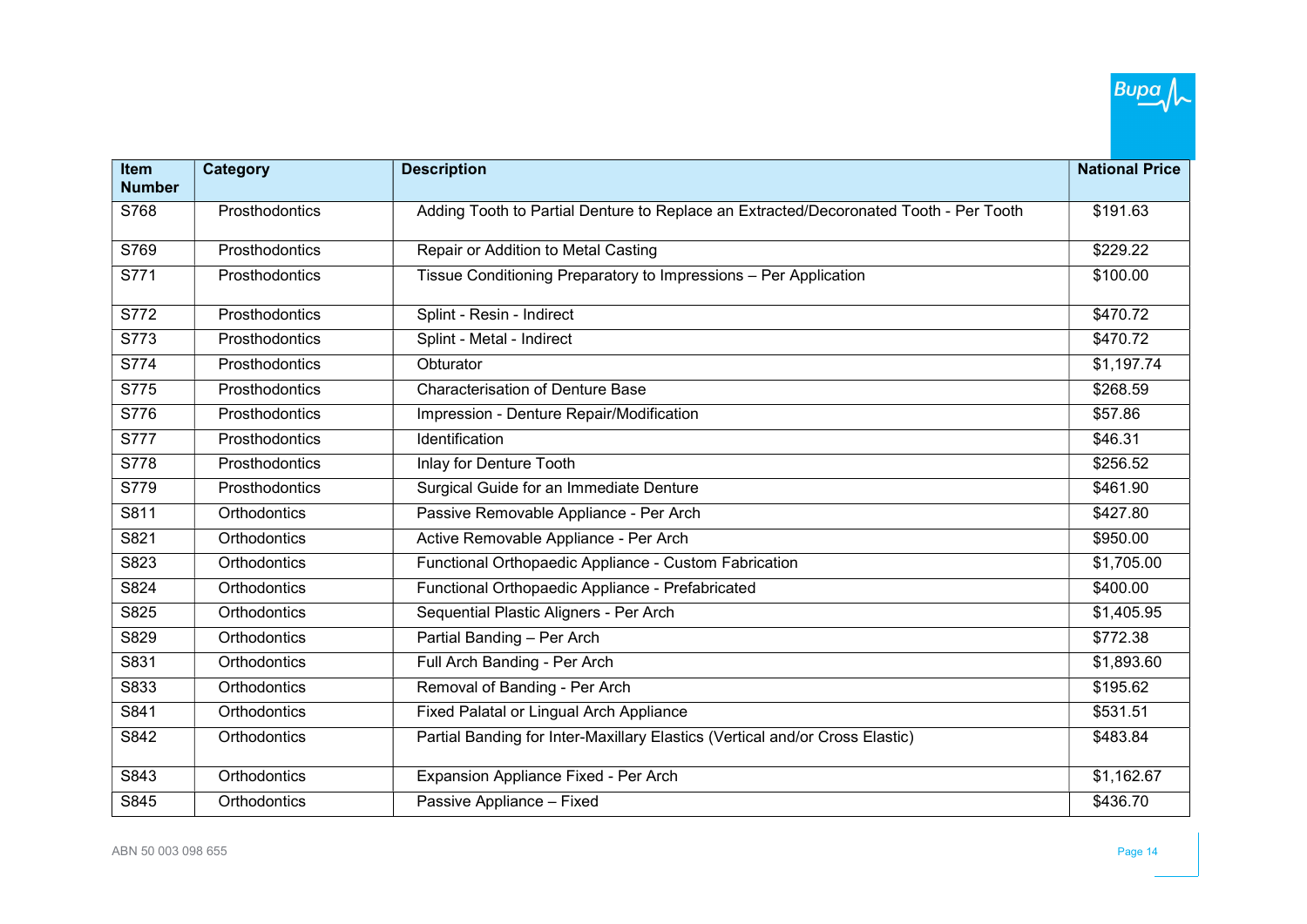| Item Number | Category | Description | National Price |
|---|---|---|---|
| S768 | Prosthodontics | Adding Tooth to Partial Denture to Replace an Extracted/Decoronated Tooth - Per Tooth | $191.63 |
| S769 | Prosthodontics | Repair or Addition to Metal Casting | $229.22 |
| S771 | Prosthodontics | Tissue Conditioning Preparatory to Impressions – Per Application | $100.00 |
| S772 | Prosthodontics | Splint - Resin - Indirect | $470.72 |
| S773 | Prosthodontics | Splint - Metal - Indirect | $470.72 |
| S774 | Prosthodontics | Obturator | $1,197.74 |
| S775 | Prosthodontics | Characterisation of Denture Base | $268.59 |
| S776 | Prosthodontics | Impression - Denture Repair/Modification | $57.86 |
| S777 | Prosthodontics | Identification | $46.31 |
| S778 | Prosthodontics | Inlay for Denture Tooth | $256.52 |
| S779 | Prosthodontics | Surgical Guide for an Immediate Denture | $461.90 |
| S811 | Orthodontics | Passive Removable Appliance - Per Arch | $427.80 |
| S821 | Orthodontics | Active Removable Appliance - Per Arch | $950.00 |
| S823 | Orthodontics | Functional Orthopaedic Appliance - Custom Fabrication | $1,705.00 |
| S824 | Orthodontics | Functional Orthopaedic Appliance - Prefabricated | $400.00 |
| S825 | Orthodontics | Sequential Plastic Aligners - Per Arch | $1,405.95 |
| S829 | Orthodontics | Partial Banding – Per Arch | $772.38 |
| S831 | Orthodontics | Full Arch Banding - Per Arch | $1,893.60 |
| S833 | Orthodontics | Removal of Banding - Per Arch | $195.62 |
| S841 | Orthodontics | Fixed Palatal or Lingual Arch Appliance | $531.51 |
| S842 | Orthodontics | Partial Banding for Inter-Maxillary Elastics (Vertical and/or Cross Elastic) | $483.84 |
| S843 | Orthodontics | Expansion Appliance Fixed - Per Arch | $1,162.67 |
| S845 | Orthodontics | Passive Appliance – Fixed | $436.70 |

ABN 50 003 098 655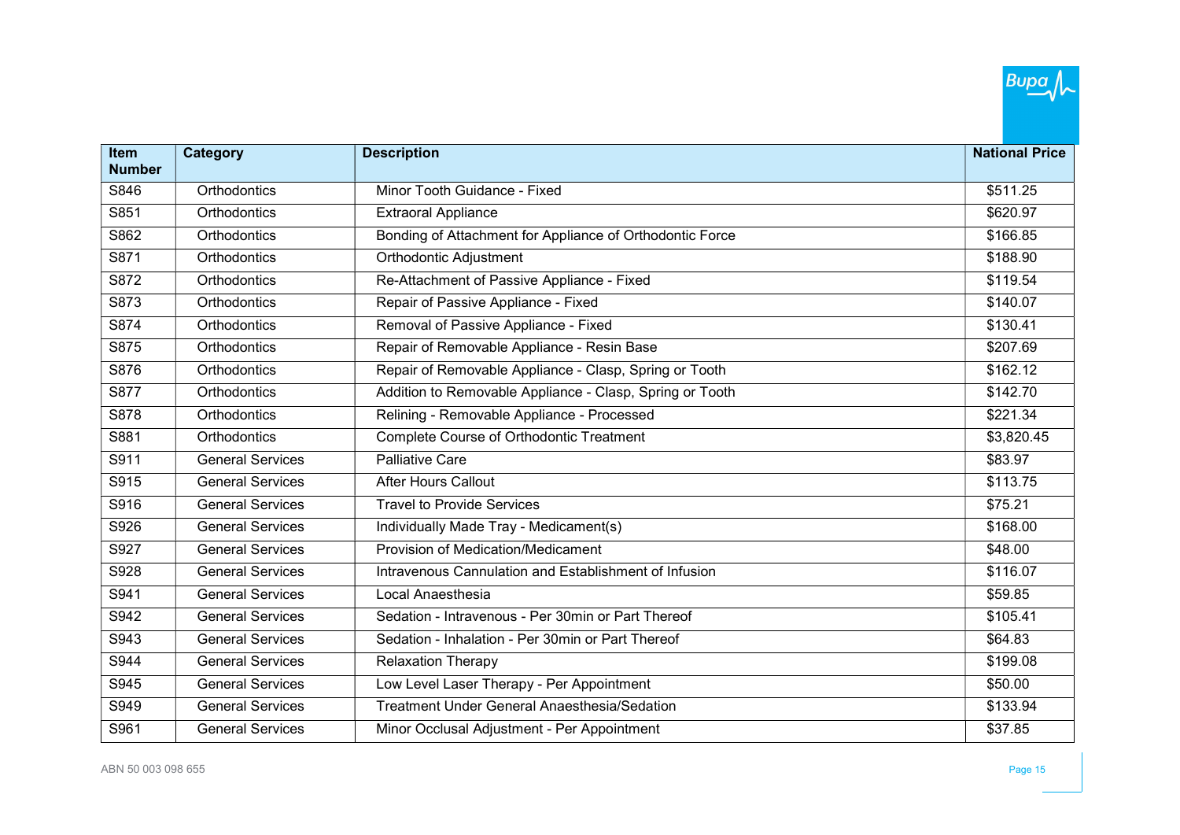| Item Number | Category | Description | National Price |
|---|---|---|---|
| S846 | Orthodontics | Minor Tooth Guidance - Fixed | $511.25 |
| S851 | Orthodontics | Extraoral Appliance | $620.97 |
| S862 | Orthodontics | Bonding of Attachment for Appliance of Orthodontic Force | $166.85 |
| S871 | Orthodontics | Orthodontic Adjustment | $188.90 |
| S872 | Orthodontics | Re-Attachment of Passive Appliance - Fixed | $119.54 |
| S873 | Orthodontics | Repair of Passive Appliance - Fixed | $140.07 |
| S874 | Orthodontics | Removal of Passive Appliance - Fixed | $130.41 |
| S875 | Orthodontics | Repair of Removable Appliance - Resin Base | $207.69 |
| S876 | Orthodontics | Repair of Removable Appliance - Clasp, Spring or Tooth | $162.12 |
| S877 | Orthodontics | Addition to Removable Appliance - Clasp, Spring or Tooth | $142.70 |
| S878 | Orthodontics | Relining - Removable Appliance - Processed | $221.34 |
| S881 | Orthodontics | Complete Course of Orthodontic Treatment | $3,820.45 |
| S911 | General Services | Palliative Care | $83.97 |
| S915 | General Services | After Hours Callout | $113.75 |
| S916 | General Services | Travel to Provide Services | $75.21 |
| S926 | General Services | Individually Made Tray - Medicament(s) | $168.00 |
| S927 | General Services | Provision of Medication/Medicament | $48.00 |
| S928 | General Services | Intravenous Cannulation and Establishment of Infusion | $116.07 |
| S941 | General Services | Local Anaesthesia | $59.85 |
| S942 | General Services | Sedation - Intravenous - Per 30min or Part Thereof | $105.41 |
| S943 | General Services | Sedation - Inhalation - Per 30min or Part Thereof | $64.83 |
| S944 | General Services | Relaxation Therapy | $199.08 |
| S945 | General Services | Low Level Laser Therapy - Per Appointment | $50.00 |
| S949 | General Services | Treatment Under General Anaesthesia/Sedation | $133.94 |
| S961 | General Services | Minor Occlusal Adjustment - Per Appointment | $37.85 |

ABN 50 003 098 655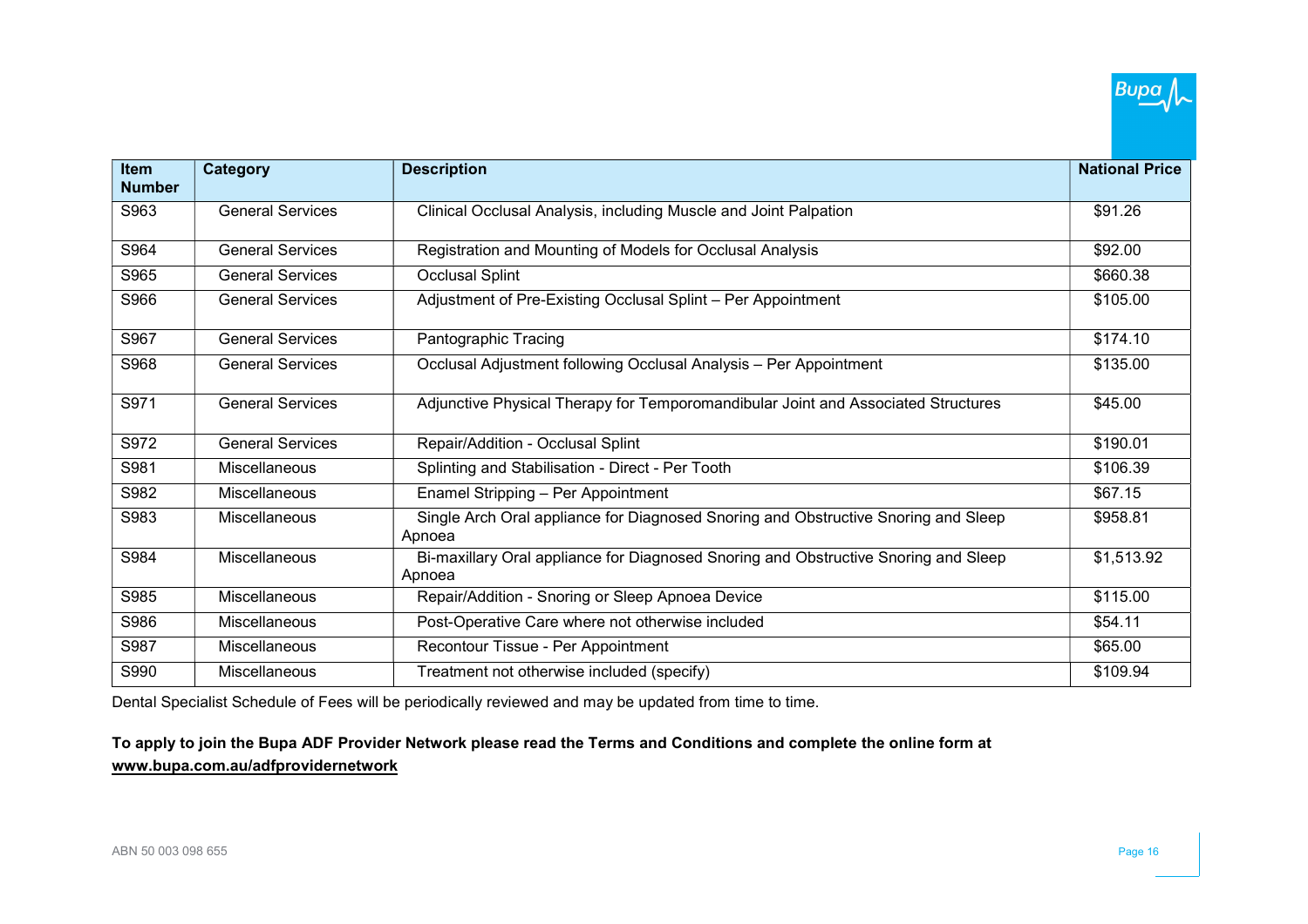| Item Number | Category | Description | National Price |
|---|---|---|---|
| S963 | General Services | Clinical Occlusal Analysis, including Muscle and Joint Palpation | $91.26 |
| S964 | General Services | Registration and Mounting of Models for Occlusal Analysis | $92.00 |
| S965 | General Services | Occlusal Splint | $660.38 |
| S966 | General Services | Adjustment of Pre-Existing Occlusal Splint – Per Appointment | $105.00 |
| S967 | General Services | Pantographic Tracing | $174.10 |
| S968 | General Services | Occlusal Adjustment following Occlusal Analysis – Per Appointment | $135.00 |
| S971 | General Services | Adjunctive Physical Therapy for Temporomandibular Joint and Associated Structures | $45.00 |
| S972 | General Services | Repair/Addition - Occlusal Splint | $190.01 |
| S981 | Miscellaneous | Splinting and Stabilisation - Direct - Per Tooth | $106.39 |
| S982 | Miscellaneous | Enamel Stripping – Per Appointment | $67.15 |
| S983 | Miscellaneous | Single Arch Oral appliance for Diagnosed Snoring and Obstructive Snoring and Sleep Apnoea | $958.81 |
| S984 | Miscellaneous | Bi-maxillary Oral appliance for Diagnosed Snoring and Obstructive Snoring and Sleep Apnoea | $1,513.92 |
| S985 | Miscellaneous | Repair/Addition - Snoring or Sleep Apnoea Device | $115.00 |
| S986 | Miscellaneous | Post-Operative Care where not otherwise included | $54.11 |
| S987 | Miscellaneous | Recontour Tissue - Per Appointment | $65.00 |
| S990 | Miscellaneous | Treatment not otherwise included (specify) | $109.94 |

Dental Specialist Schedule of Fees will be periodically reviewed and may be updated from time to time.

**To apply to join the Bupa ADF Provider Network please read the Terms and Conditions and complete the online form at www.bupa.com.au/adfprovidernetwork**

ABN 50 003 098 655